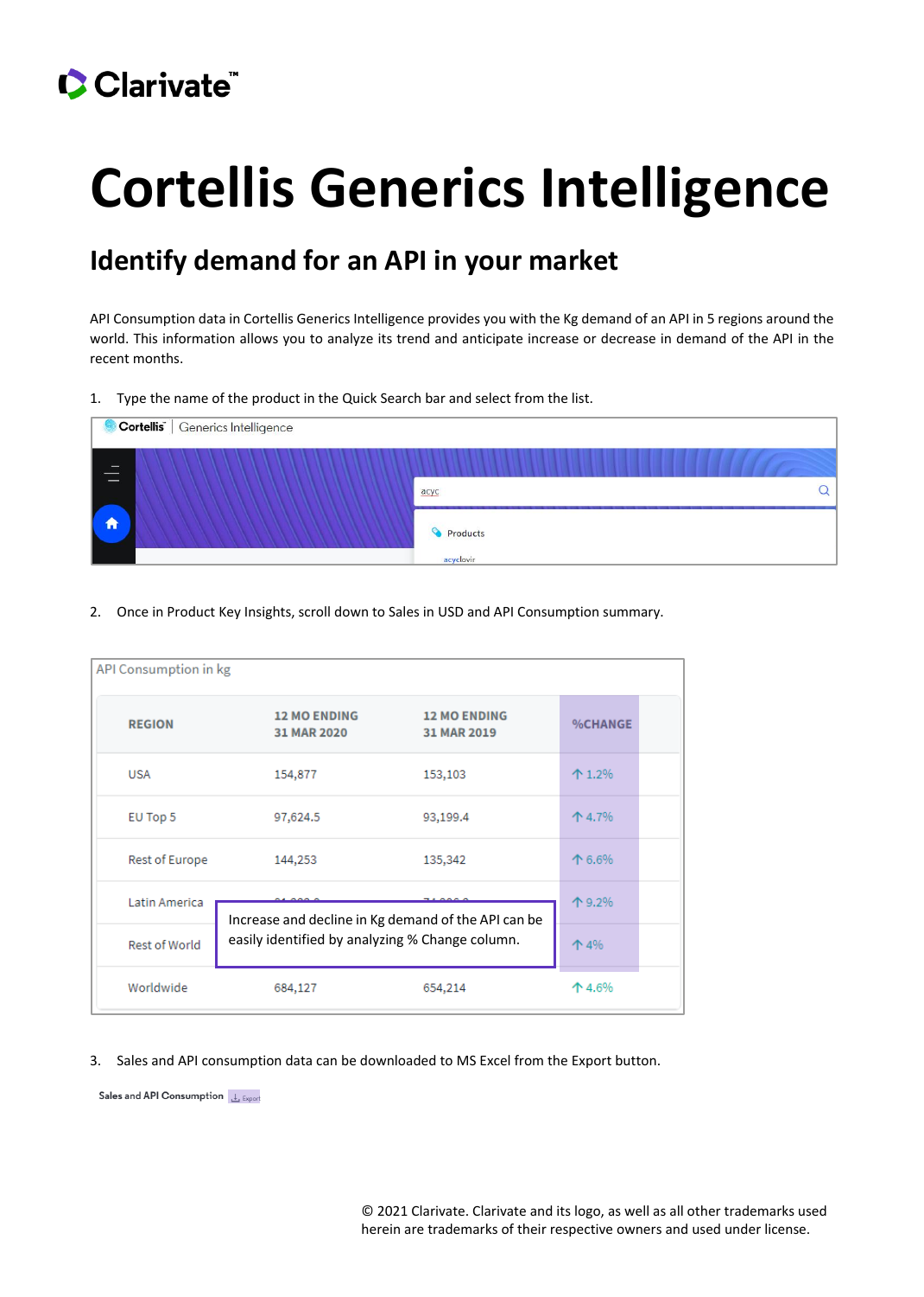# Cortellis Generics Intelligence

## Identify demand for an API in your market

API Consumption data in Cortellis Generics Intelligence provides you with the Kg demand of an API in 5 regions around the world. This information allows you to analyze its trend and anticipate increase or decrease in demand of the API in the recent months.

1. Type the name of the product in the Quick Search bar and select from the list.

Cortellis | Generics Intelligence

acyc

Products

acyclovir

2. Once in Product Key Insights, scroll down to Sales in USD and API Consumption summary.

API Consumption in kg

| REGION | 12 MO ENDING 31 MAR 2020 | 12 MO ENDING 31 MAR 2019 | %CHANGE |
|---|---|---|---|
| USA | 154,877 | 153,103 | ↑ 1.2% |
| EU Top 5 | 97,624.5 | 93,199.4 | ↑ 4.7% |
| Rest of Europe | 144,253 | 135,342 | ↑ 6.6% |
| Latin America | | | ↑ 9.2% |
| Rest of World | | | ↑ 4% |
| Worldwide | 684,127 | 654,214 | ↑ 4.6% |

Increase and decline in Kg demand of the API can be easily identified by analyzing % Change column.

3. Sales and API consumption data can be downloaded to MS Excel from the Export button.

Sales and API Consumption  Export

© 2021 Clarivate. Clarivate and its logo, as well as all other trademarks used herein are trademarks of their respective owners and used under license.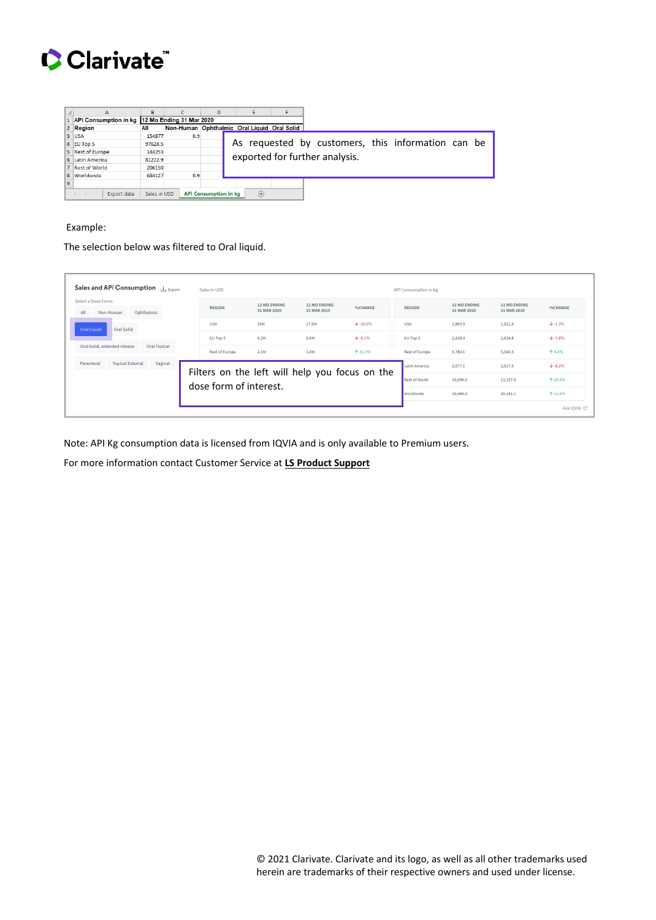| | A | B | C | D | E | F |
|---|---|---|---|---|---|---|
| 1 | API Consumption in kg | 12 Mo Ending 31 Mar 2020 | | | | |
| 2 | Region | All | Non-Human | Ophthalmic | Oral Liquid | Oral Solid |
| 3 | USA | 154877 | 0.9 | | | |
| 4 | EU Top 5 | 97624.5 | | | | |
| 5 | Rest of Europe | 144253 | | | | |
| 6 | Latin America | 81222.9 | | | | |
| 7 | Rest of World | 206150 | | | | |
| 8 | Worldwide | 684127 | 0.9 | | | |
| 9 | | | | | | |

Export data | Sales in USD | API Consumption in kg

As requested by customers, this information can be exported for further analysis.

Example:

The selection below was filtered to Oral liquid.

Sales and API Consumption

Export

Select a Dose Form:

All | Non-Human | Ophthalmic | Oral Liquid | Oral Solid | Oral Solid, extended release | Oral Topical | Parenteral | Topical External | Vaginal

Sales in USD

| REGION | 12 MO ENDING 31 MAR 2020 | 12 MO ENDING 31 MAR 2019 | %CHANGE |
|---|---|---|---|
| USA | 16M | 17.9M | -10.6% |
| EU Top 5 | 6.2M | 6.6M | -6.1% |
| Rest of Europe | 2.1M | 1.6M | 31.3% |

API Consumption in kg

| REGION | 12 MO ENDING 31 MAR 2020 | 12 MO ENDING 31 MAR 2019 | %CHANGE |
|---|---|---|---|
| USA | 1,895.5 | 1,921.4 | -1.3% |
| EU Top 5 | 2,428.4 | 2,634.8 | -7.8% |
| Rest of Europe | 5,789.1 | 5,540.5 | 4.3% |
| Latin America | 2,677.1 | 2,917.5 | -8.2% |
| Rest of World | 16,699.5 | 13,157.9 | 26.9% |
| Worldwide | 29,489.5 | 26,181.1 | 12.6% |

Ask IQVIA

Filters on the left will help you focus on the dose form of interest.

Note: API Kg consumption data is licensed from IQVIA and is only available to Premium users.

For more information contact Customer Service at **LS Product Support**

© 2021 Clarivate. Clarivate and its logo, as well as all other trademarks used herein are trademarks of their respective owners and used under license.